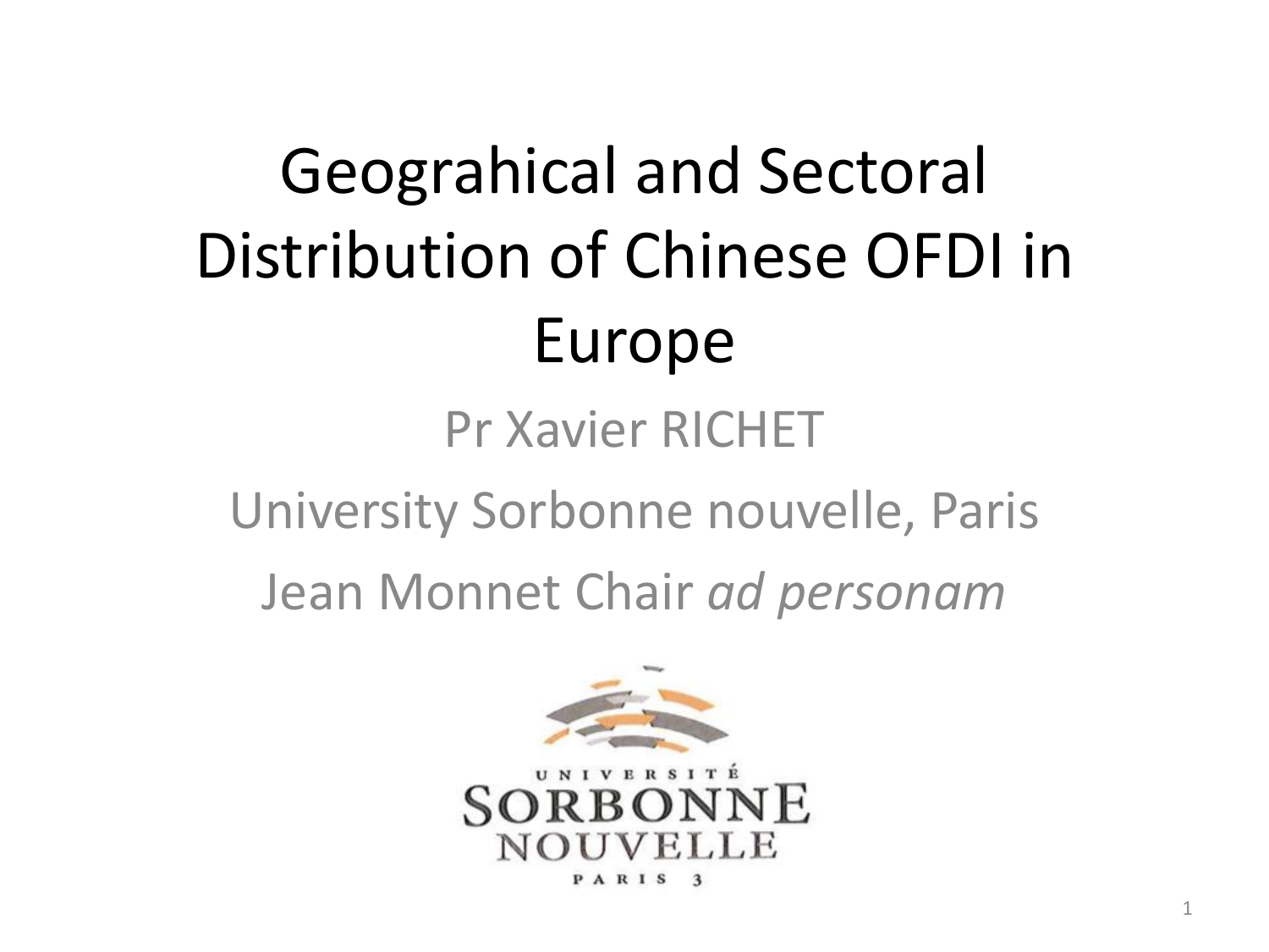# Geograhical and Sectoral Distribution of Chinese OFDI in Europe

Pr Xavier RICHET

University Sorbonne nouvelle, Paris

Jean Monnet Chair *ad personam*

UNIVERSITÉ SORBONNE NOUVELLE PARIS 3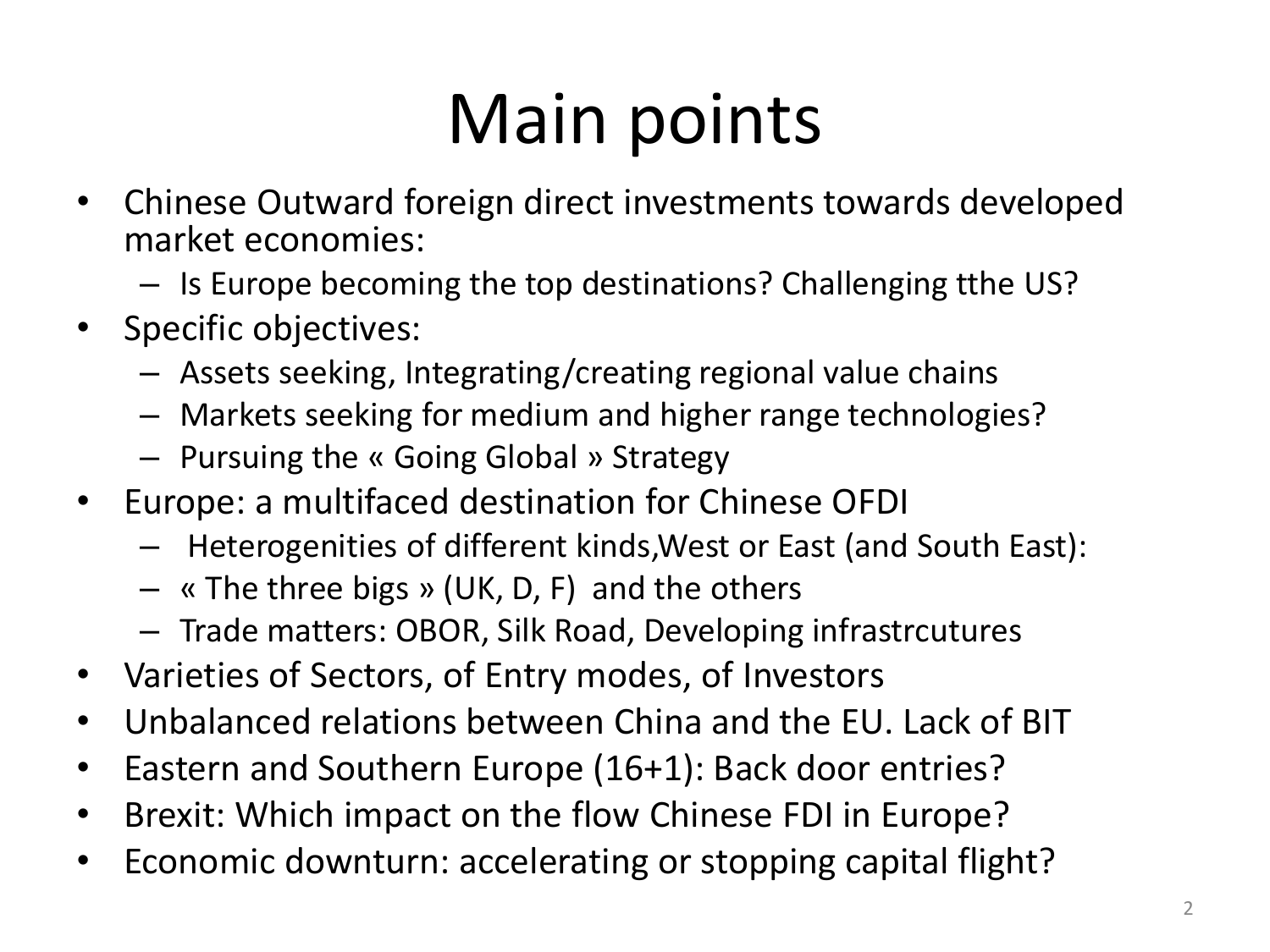# Main points

- Chinese Outward foreign direct investments towards developed market economies:
  - Is Europe becoming the top destinations? Challenging tthe US?
- Specific objectives:
  - Assets seeking, Integrating/creating regional value chains
  - Markets seeking for medium and higher range technologies?
  - Pursuing the « Going Global » Strategy
- Europe: a multifaced destination for Chinese OFDI
  - Heterogenities of different kinds,West or East (and South East):
  - « The three bigs » (UK, D, F) and the others
  - Trade matters: OBOR, Silk Road, Developing infrastrcutures
- Varieties of Sectors, of Entry modes, of Investors
- Unbalanced relations between China and the EU. Lack of BIT
- Eastern and Southern Europe (16+1): Back door entries?
- Brexit: Which impact on the flow Chinese FDI in Europe?
- Economic downturn: accelerating or stopping capital flight?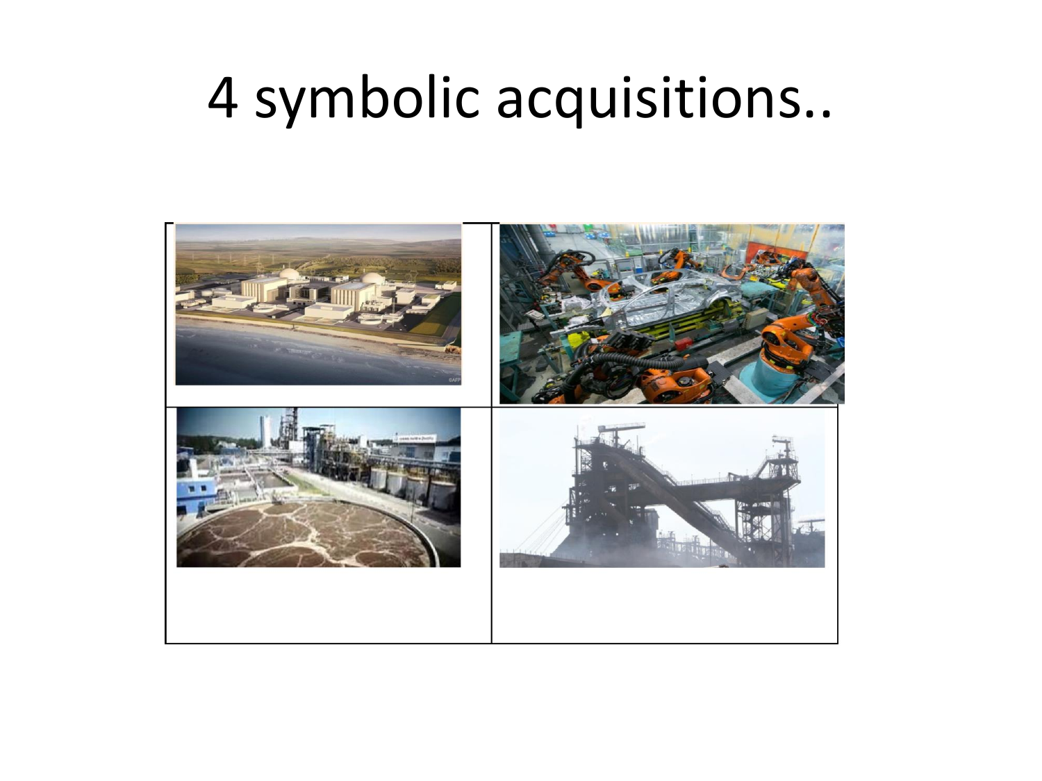# 4 symbolic acquisitions..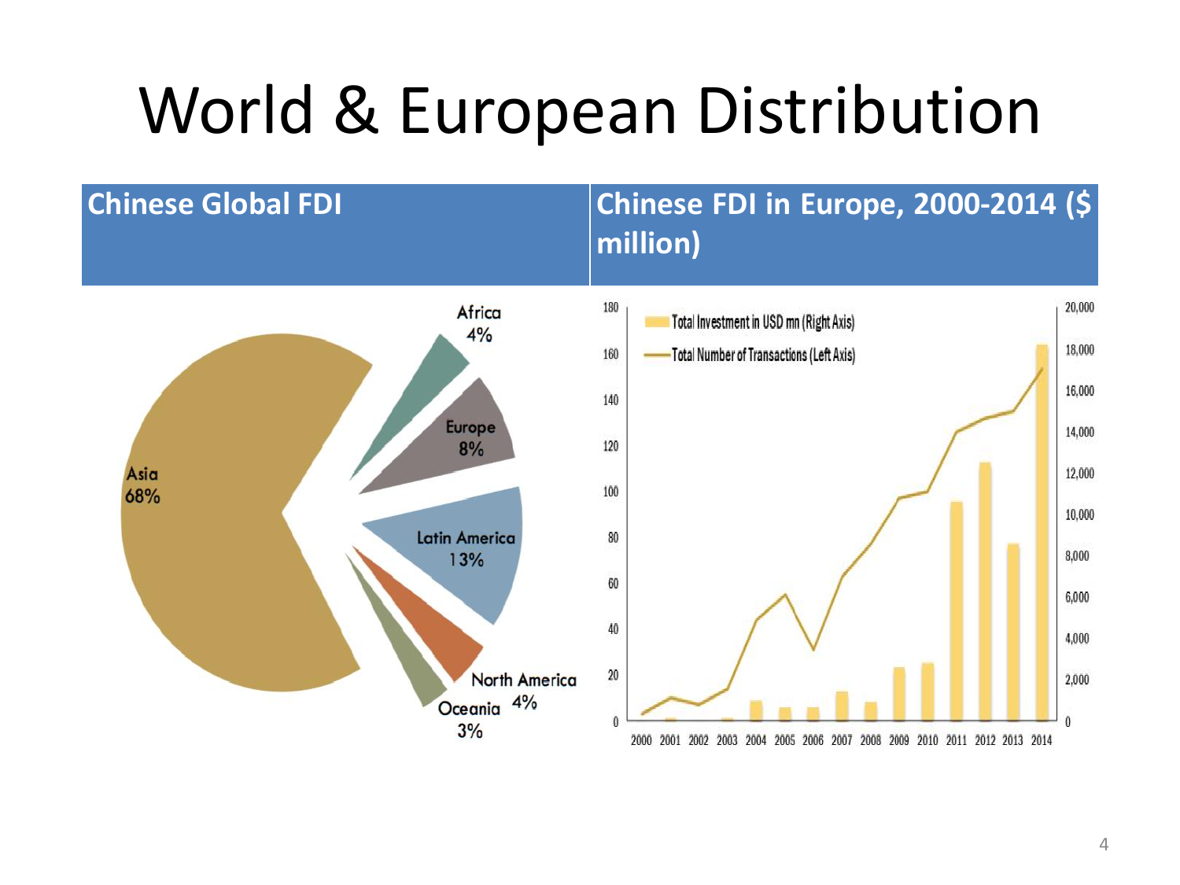# World & European Distribution

| Chinese Global FDI | Chinese FDI in Europe, 2000-2014 ($ million) |
|---|---|

Africa 4%

Europe 8%

Asia 68%

Latin America 13%

North America 4%

Oceania 3%

Total Investment in USD mn (Right Axis)

Total Number of Transactions (Left Axis)

2000 2001 2002 2003 2004 2005 2006 2007 2008 2009 2010 2011 2012 2013 2014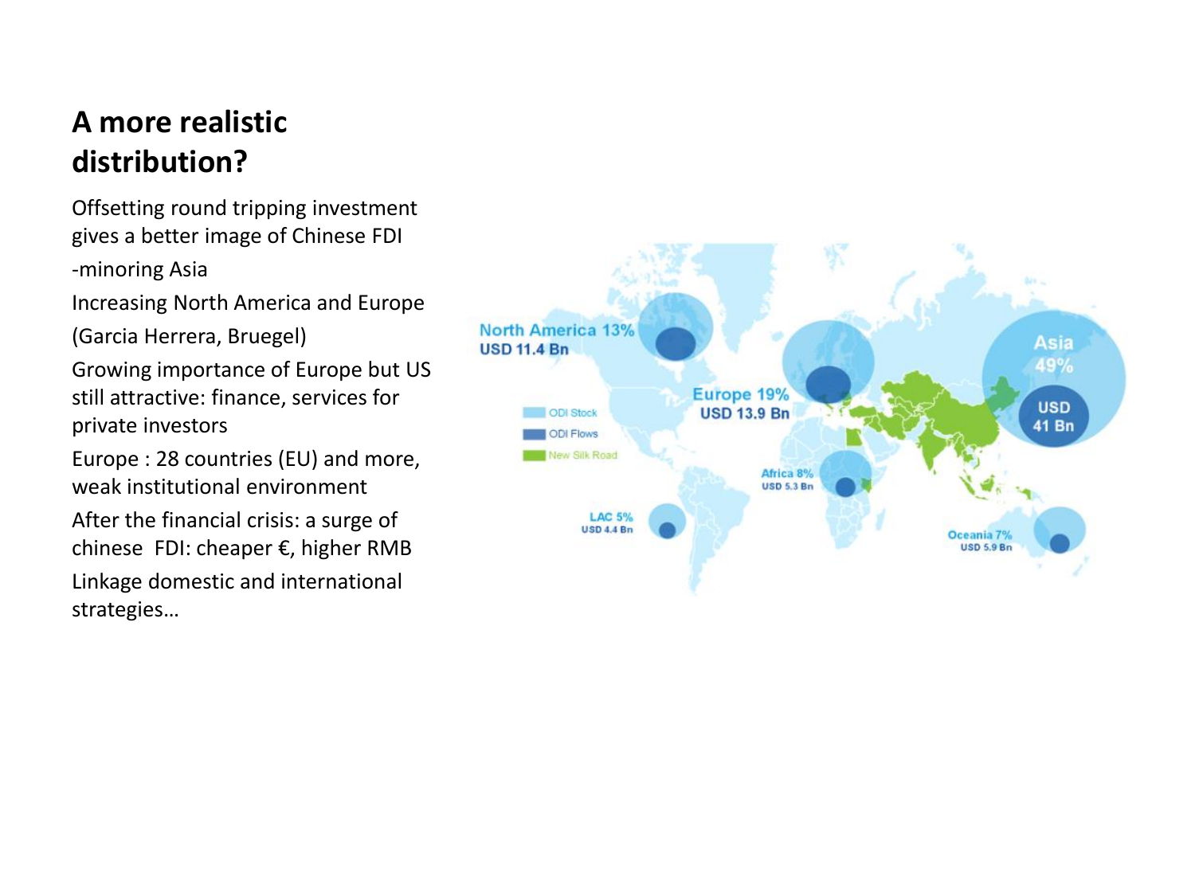# A more realistic distribution?

Offsetting round tripping investment gives a better image of Chinese FDI

-minoring Asia

Increasing North America and Europe

(Garcia Herrera, Bruegel)

Growing importance of Europe but US still attractive: finance, services for private investors

Europe : 28 countries (EU) and more, weak institutional environment

After the financial crisis: a surge of chinese FDI: cheaper €, higher RMB

Linkage domestic and international strategies…

North America 13%
USD 11.4 Bn

Europe 19%
USD 13.9 Bn

Asia 49%
USD 41 Bn

Africa 8%
USD 5.3 Bn

LAC 5%
USD 4.4 Bn

Oceania 7%
USD 5.9 Bn

ODI Stock
ODI Flows
New Silk Road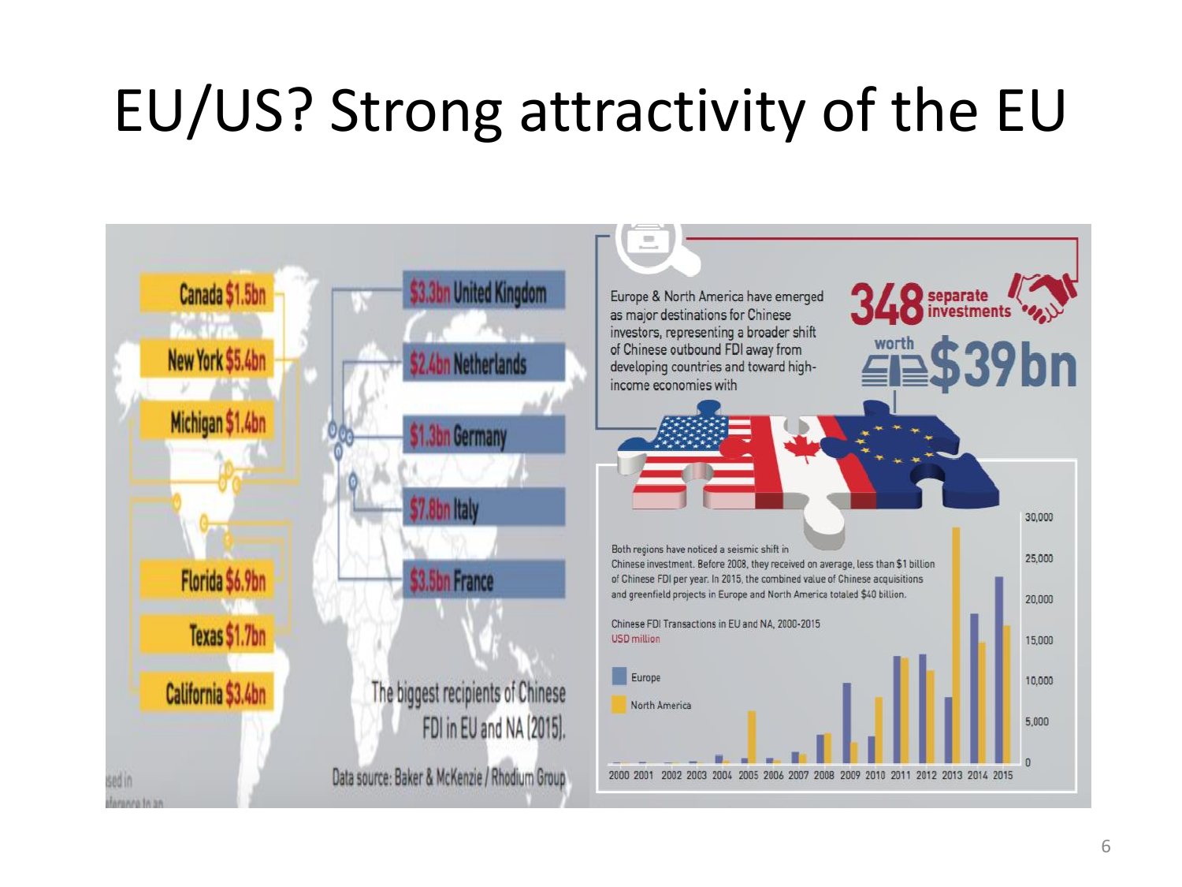# EU/US? Strong attractivity of the EU

Canada $1.5bn

New York $5.4bn

Michigan $1.4bn

Florida $6.9bn

Texas $1.7bn

California $3.4bn

$3.3bn United Kingdom

$2.4bn Netherlands

$1.3bn Germany

$7.8bn Italy

$3.5bn France

The biggest recipients of Chinese FDI in EU and NA (2015).

Data source: Baker & McKenzie / Rhodium Group

Europe & North America have emerged as major destinations for Chinese investors, representing a broader shift of Chinese outbound FDI away from developing countries and toward high-income economies with

348 separate investments worth $39bn

Both regions have noticed a seismic shift in Chinese investment. Before 2008, they received on average, less than $1 billion of Chinese FDI per year. In 2015, the combined value of Chinese acquisitions and greenfield projects in Europe and North America totaled $40 billion.

Chinese FDI Transactions in EU and NA, 2000-2015

USD million

Europe

North America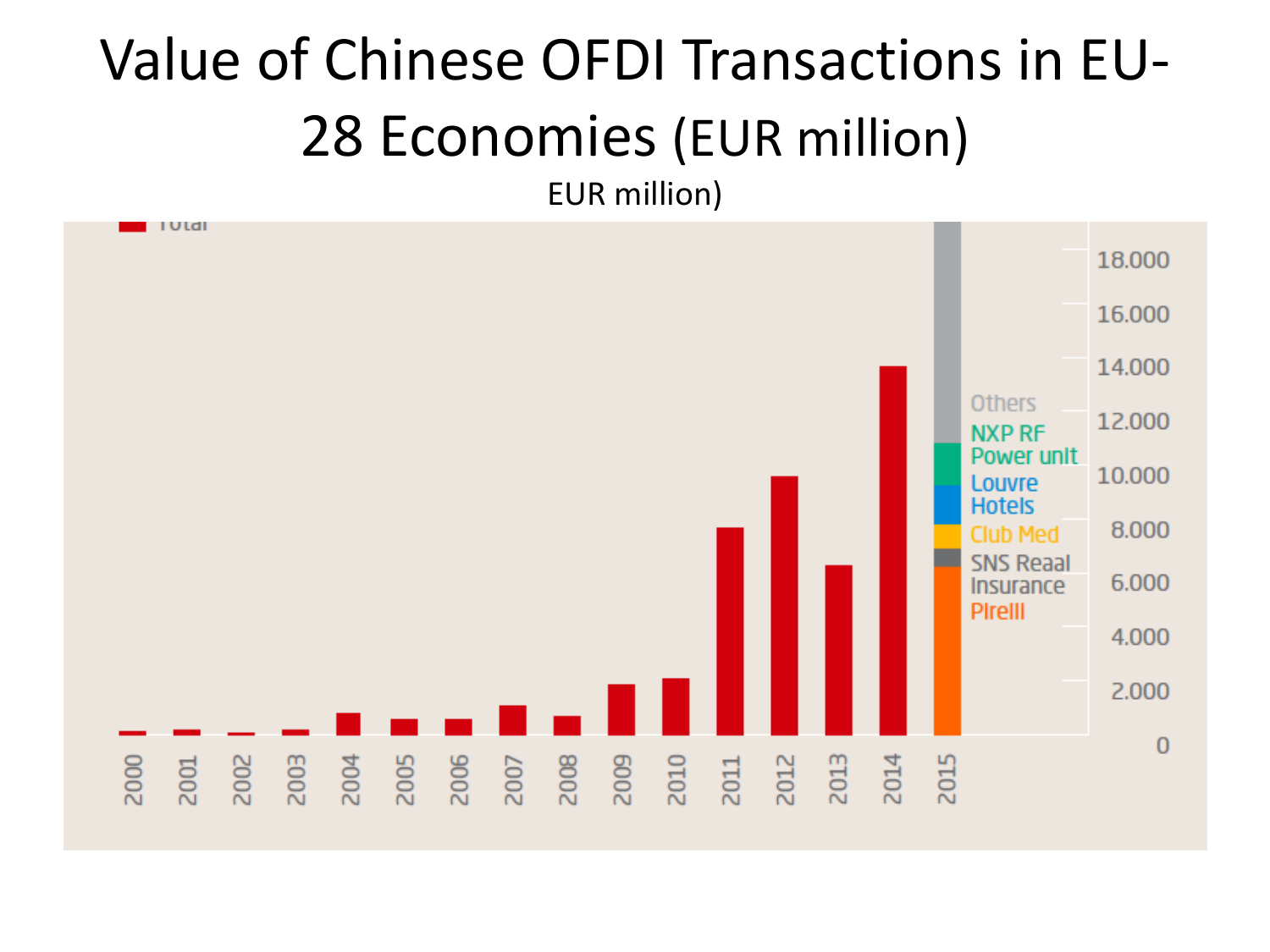# Value of Chinese OFDI Transactions in EU-28 Economies (EUR million)

EUR million)

Total

Others

NXP RF Power unit

Louvre Hotels

Club Med

SNS Reaal Insurance

Pirelli

18.000
16.000
14.000
12.000
10.000
8.000
6.000
4.000
2.000
0

2000 2001 2002 2003 2004 2005 2006 2007 2008 2009 2010 2011 2012 2013 2014 2015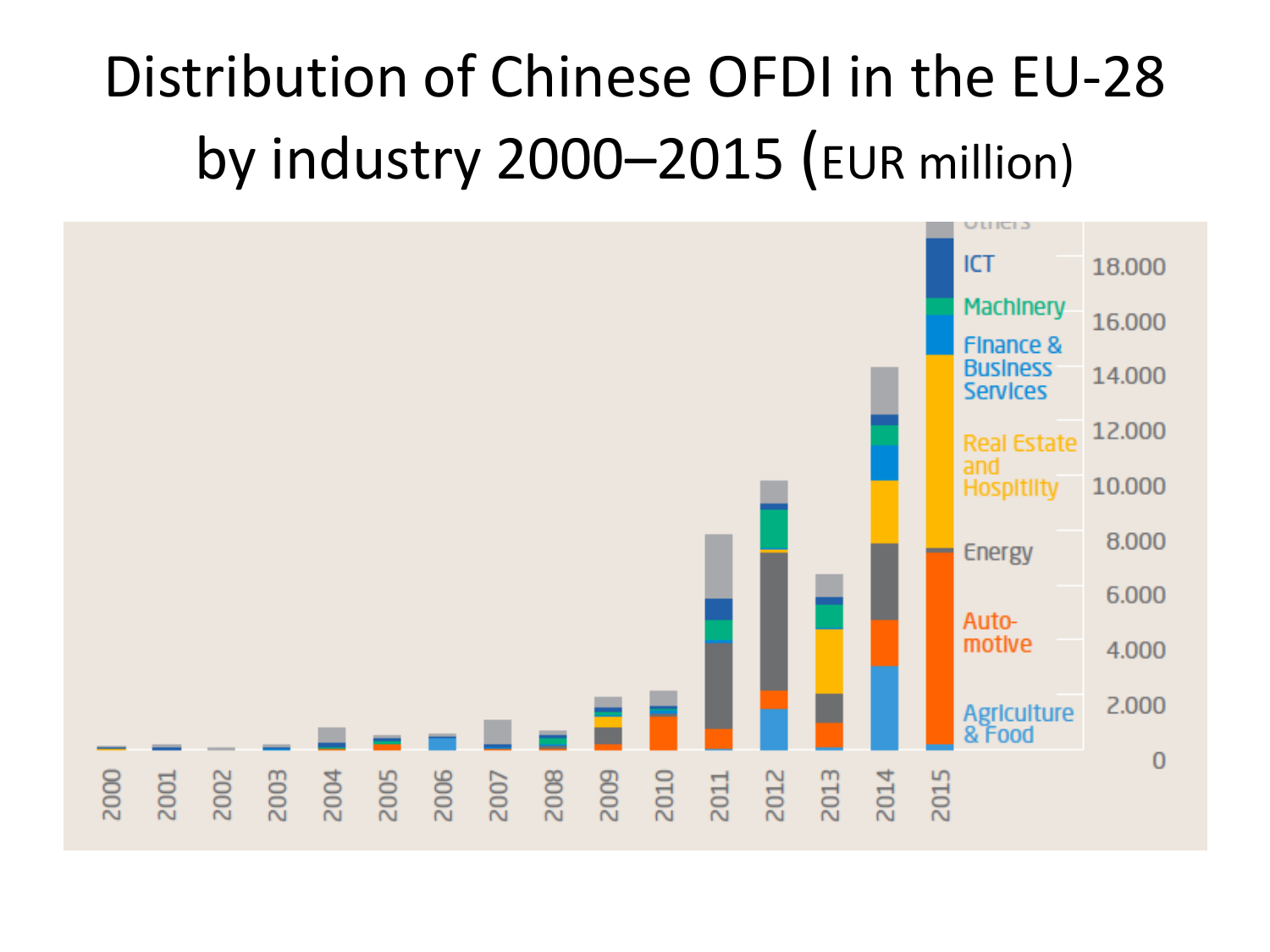# Distribution of Chinese OFDI in the EU-28 by industry 2000–2015 (EUR million)

Others

ICT

Machinery

Finance & Business Services

Real Estate and Hospitlity

Energy

Auto-motive

Agriculture & Food

18.000
16.000
14.000
12.000
10.000
8.000
6.000
4.000
2.000
0

2000 2001 2002 2003 2004 2005 2006 2007 2008 2009 2010 2011 2012 2013 2014 2015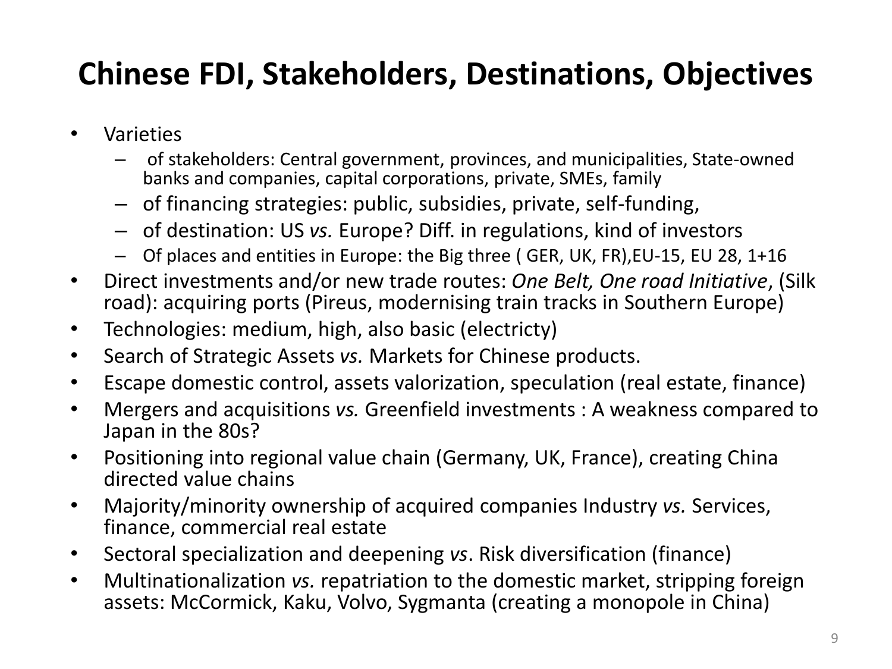# Chinese FDI, Stakeholders, Destinations, Objectives

- Varieties
  - of stakeholders: Central government, provinces, and municipalities, State-owned banks and companies, capital corporations, private, SMEs, family
  - of financing strategies: public, subsidies, private, self-funding,
  - of destination: US *vs.* Europe? Diff. in regulations, kind of investors
  - Of places and entities in Europe: the Big three ( GER, UK, FR),EU-15, EU 28, 1+16
- Direct investments and/or new trade routes: *One Belt, One road Initiative*, (Silk road): acquiring ports (Pireus, modernising train tracks in Southern Europe)
- Technologies: medium, high, also basic (electricty)
- Search of Strategic Assets *vs.* Markets for Chinese products.
- Escape domestic control, assets valorization, speculation (real estate, finance)
- Mergers and acquisitions *vs.* Greenfield investments : A weakness compared to Japan in the 80s?
- Positioning into regional value chain (Germany, UK, France), creating China directed value chains
- Majority/minority ownership of acquired companies Industry *vs.* Services, finance, commercial real estate
- Sectoral specialization and deepening *vs*. Risk diversification (finance)
- Multinationalization *vs.* repatriation to the domestic market, stripping foreign assets: McCormick, Kaku, Volvo, Sygmanta (creating a monopole in China)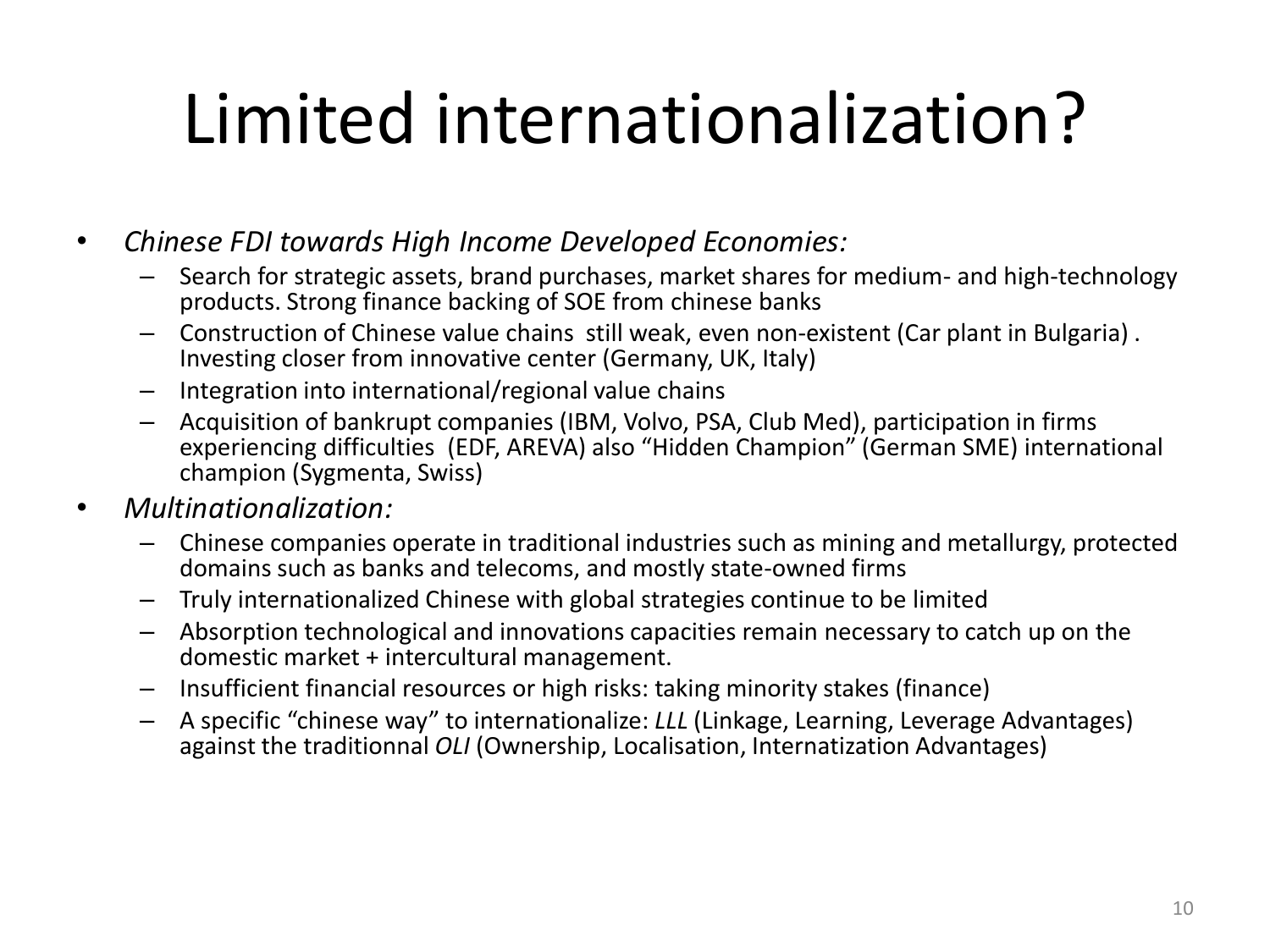# Limited internationalization?

- *Chinese FDI towards High Income Developed Economies:*
  - Search for strategic assets, brand purchases, market shares for medium- and high-technology products. Strong finance backing of SOE from chinese banks
  - Construction of Chinese value chains still weak, even non-existent (Car plant in Bulgaria) . Investing closer from innovative center (Germany, UK, Italy)
  - Integration into international/regional value chains
  - Acquisition of bankrupt companies (IBM, Volvo, PSA, Club Med), participation in firms experiencing difficulties (EDF, AREVA) also "Hidden Champion" (German SME) international champion (Sygmenta, Swiss)
- *Multinationalization:*
  - Chinese companies operate in traditional industries such as mining and metallurgy, protected domains such as banks and telecoms, and mostly state-owned firms
  - Truly internationalized Chinese with global strategies continue to be limited
  - Absorption technological and innovations capacities remain necessary to catch up on the domestic market + intercultural management.
  - Insufficient financial resources or high risks: taking minority stakes (finance)
  - A specific "chinese way" to internationalize: *LLL* (Linkage, Learning, Leverage Advantages) against the traditionnal *OLI* (Ownership, Localisation, Internatization Advantages)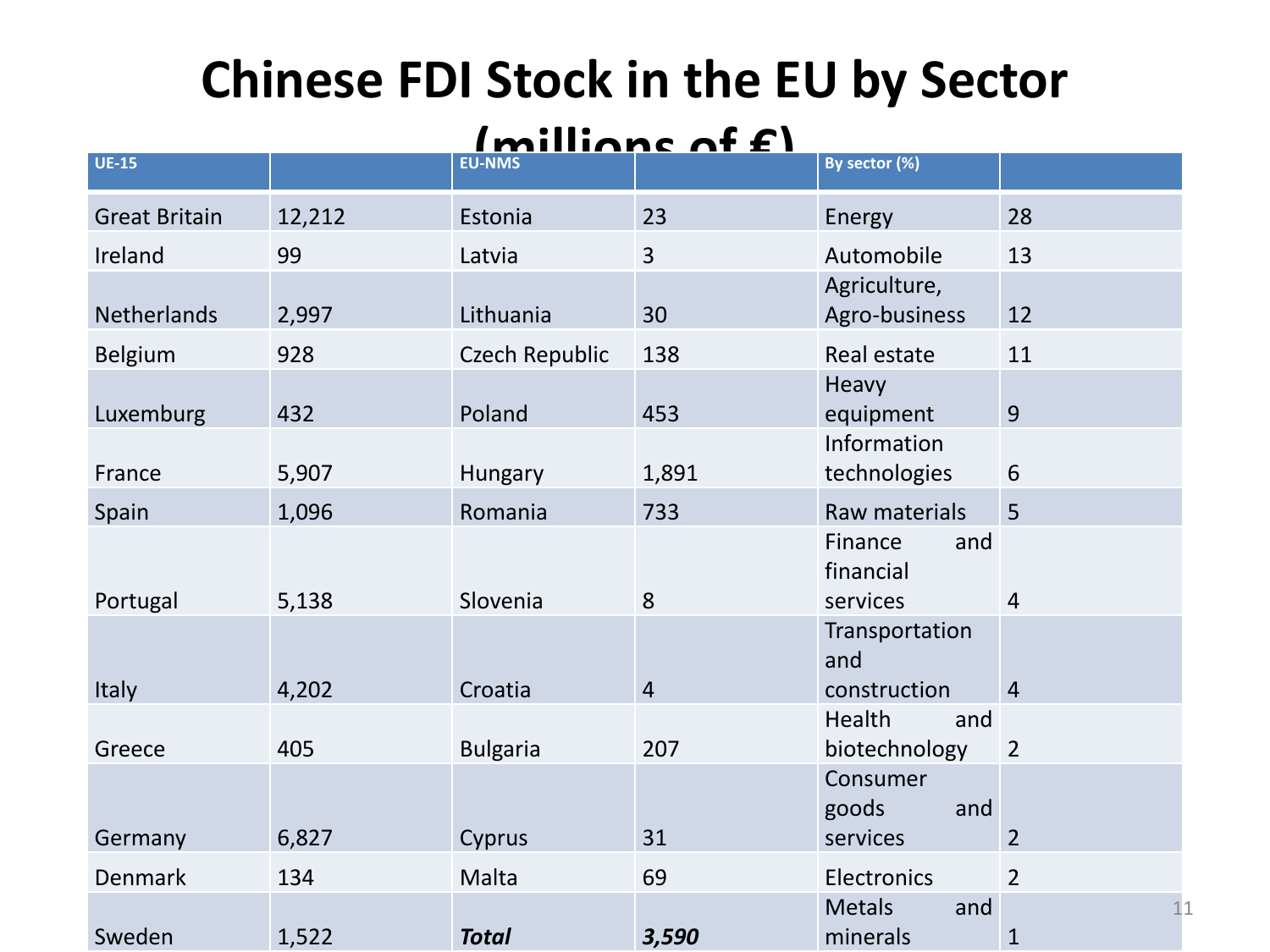# Chinese FDI Stock in the EU by Sector (millions of €)

| UE-15 | | EU-NMS | | By sector (%) | |
|---|---|---|---|---|---|
| Great Britain | 12,212 | Estonia | 23 | Energy | 28 |
| Ireland | 99 | Latvia | 3 | Automobile | 13 |
| Netherlands | 2,997 | Lithuania | 30 | Agriculture, Agro-business | 12 |
| Belgium | 928 | Czech Republic | 138 | Real estate | 11 |
| Luxemburg | 432 | Poland | 453 | Heavy equipment | 9 |
| France | 5,907 | Hungary | 1,891 | Information technologies | 6 |
| Spain | 1,096 | Romania | 733 | Raw materials | 5 |
| Portugal | 5,138 | Slovenia | 8 | Finance and financial services | 4 |
| Italy | 4,202 | Croatia | 4 | Transportation and construction | 4 |
| Greece | 405 | Bulgaria | 207 | Health and biotechnology | 2 |
| Germany | 6,827 | Cyprus | 31 | Consumer goods and services | 2 |
| Denmark | 134 | Malta | 69 | Electronics | 2 |
| Sweden | 1,522 | ***Total*** | ***3,590*** | Metals and minerals | 1 |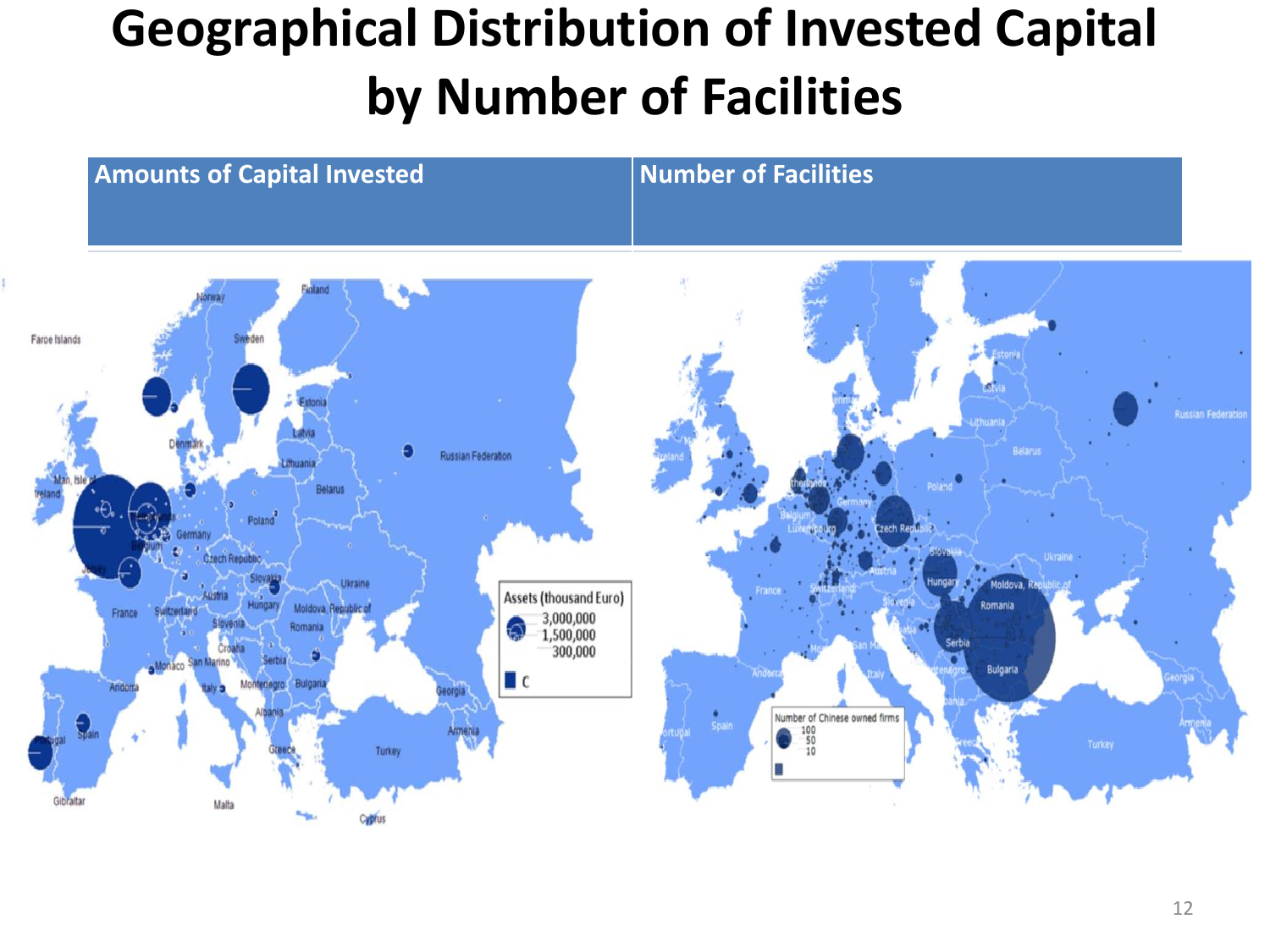# Geographical Distribution of Invested Capital by Number of Facilities

| Amounts of Capital Invested | Number of Facilities |
|---|---|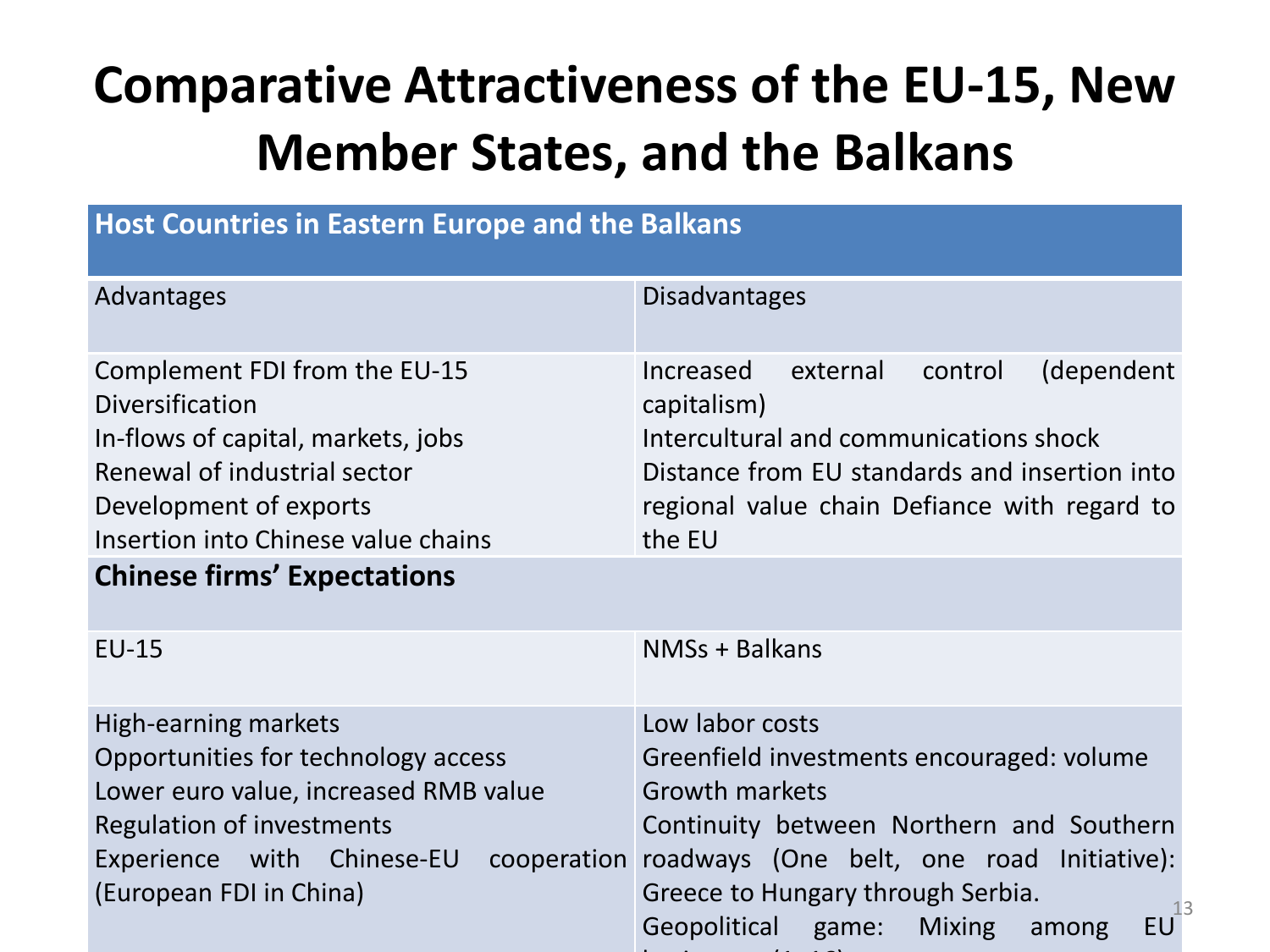# Comparative Attractiveness of the EU-15, New Member States, and the Balkans

| Host Countries in Eastern Europe and the Balkans | |
|---|---|
| Advantages | Disadvantages |
| Complement FDI from the EU-15<br>Diversification<br>In-flows of capital, markets, jobs<br>Renewal of industrial sector<br>Development of exports<br>Insertion into Chinese value chains | Increased external control (dependent capitalism)<br>Intercultural and communications shock<br>Distance from EU standards and insertion into regional value chain Defiance with regard to the EU |
| **Chinese firms' Expectations** | |
| EU-15 | NMSs + Balkans |
| High-earning markets<br>Opportunities for technology access<br>Lower euro value, increased RMB value<br>Regulation of investments<br>Experience with Chinese-EU cooperation (European FDI in China) | Low labor costs<br>Greenfield investments encouraged: volume<br>Growth markets<br>Continuity between Northern and Southern roadways (One belt, one road Initiative): Greece to Hungary through Serbia.<br>Geopolitical game: Mixing among EU |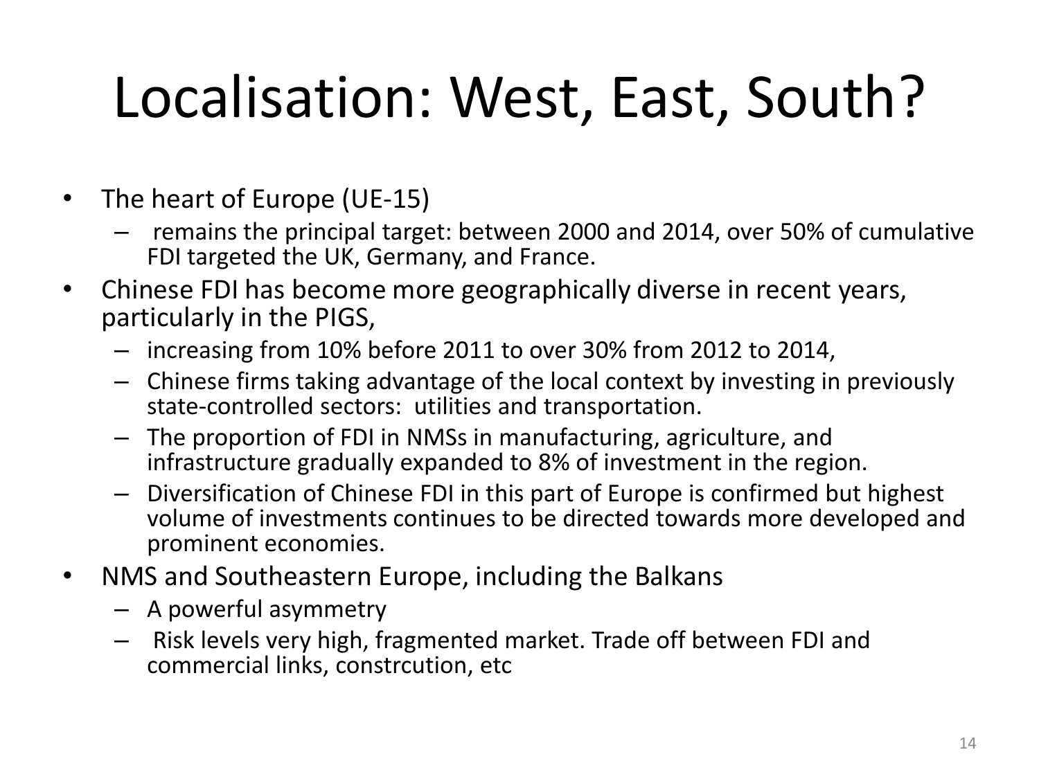# Localisation: West, East, South?

- The heart of Europe (UE-15)
  - remains the principal target: between 2000 and 2014, over 50% of cumulative FDI targeted the UK, Germany, and France.
- Chinese FDI has become more geographically diverse in recent years, particularly in the PIGS,
  - increasing from 10% before 2011 to over 30% from 2012 to 2014,
  - Chinese firms taking advantage of the local context by investing in previously state-controlled sectors: utilities and transportation.
  - The proportion of FDI in NMSs in manufacturing, agriculture, and infrastructure gradually expanded to 8% of investment in the region.
  - Diversification of Chinese FDI in this part of Europe is confirmed but highest volume of investments continues to be directed towards more developed and prominent economies.
- NMS and Southeastern Europe, including the Balkans
  - A powerful asymmetry
  - Risk levels very high, fragmented market. Trade off between FDI and commercial links, constrcution, etc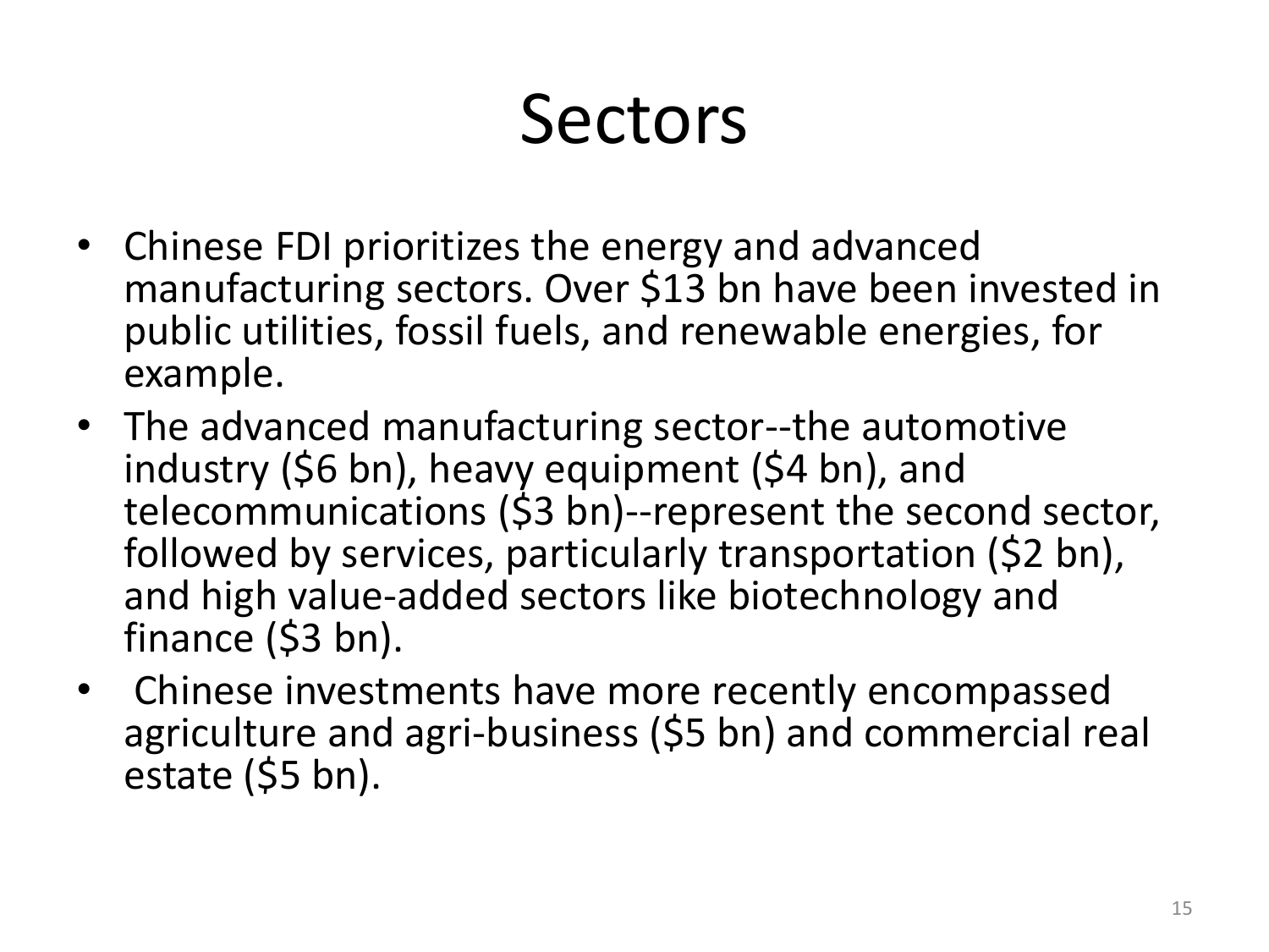# Sectors

- Chinese FDI prioritizes the energy and advanced manufacturing sectors. Over $13 bn have been invested in public utilities, fossil fuels, and renewable energies, for example.
- The advanced manufacturing sector--the automotive industry ($6 bn), heavy equipment ($4 bn), and telecommunications ($3 bn)--represent the second sector, followed by services, particularly transportation ($2 bn), and high value-added sectors like biotechnology and finance ($3 bn).
- Chinese investments have more recently encompassed agriculture and agri-business ($5 bn) and commercial real estate ($5 bn).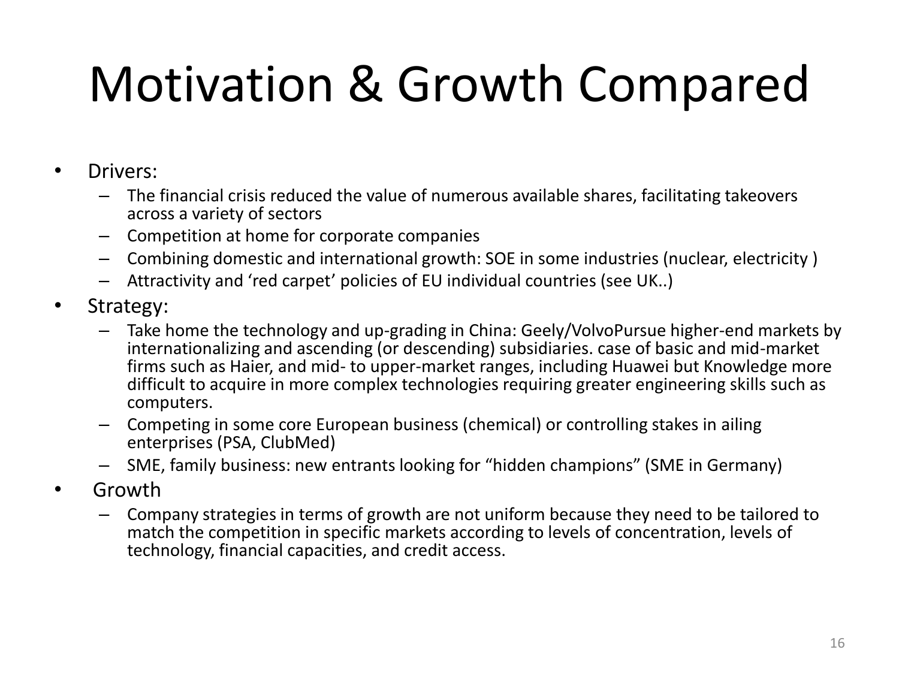# Motivation & Growth Compared

- Drivers:
  - The financial crisis reduced the value of numerous available shares, facilitating takeovers across a variety of sectors
  - Competition at home for corporate companies
  - Combining domestic and international growth: SOE in some industries (nuclear, electricity )
  - Attractivity and 'red carpet' policies of EU individual countries (see UK..)
- Strategy:
  - Take home the technology and up-grading in China: Geely/VolvoPursue higher-end markets by internationalizing and ascending (or descending) subsidiaries. case of basic and mid-market firms such as Haier, and mid- to upper-market ranges, including Huawei but Knowledge more difficult to acquire in more complex technologies requiring greater engineering skills such as computers.
  - Competing in some core European business (chemical) or controlling stakes in ailing enterprises (PSA, ClubMed)
  - SME, family business: new entrants looking for "hidden champions" (SME in Germany)
- Growth
  - Company strategies in terms of growth are not uniform because they need to be tailored to match the competition in specific markets according to levels of concentration, levels of technology, financial capacities, and credit access.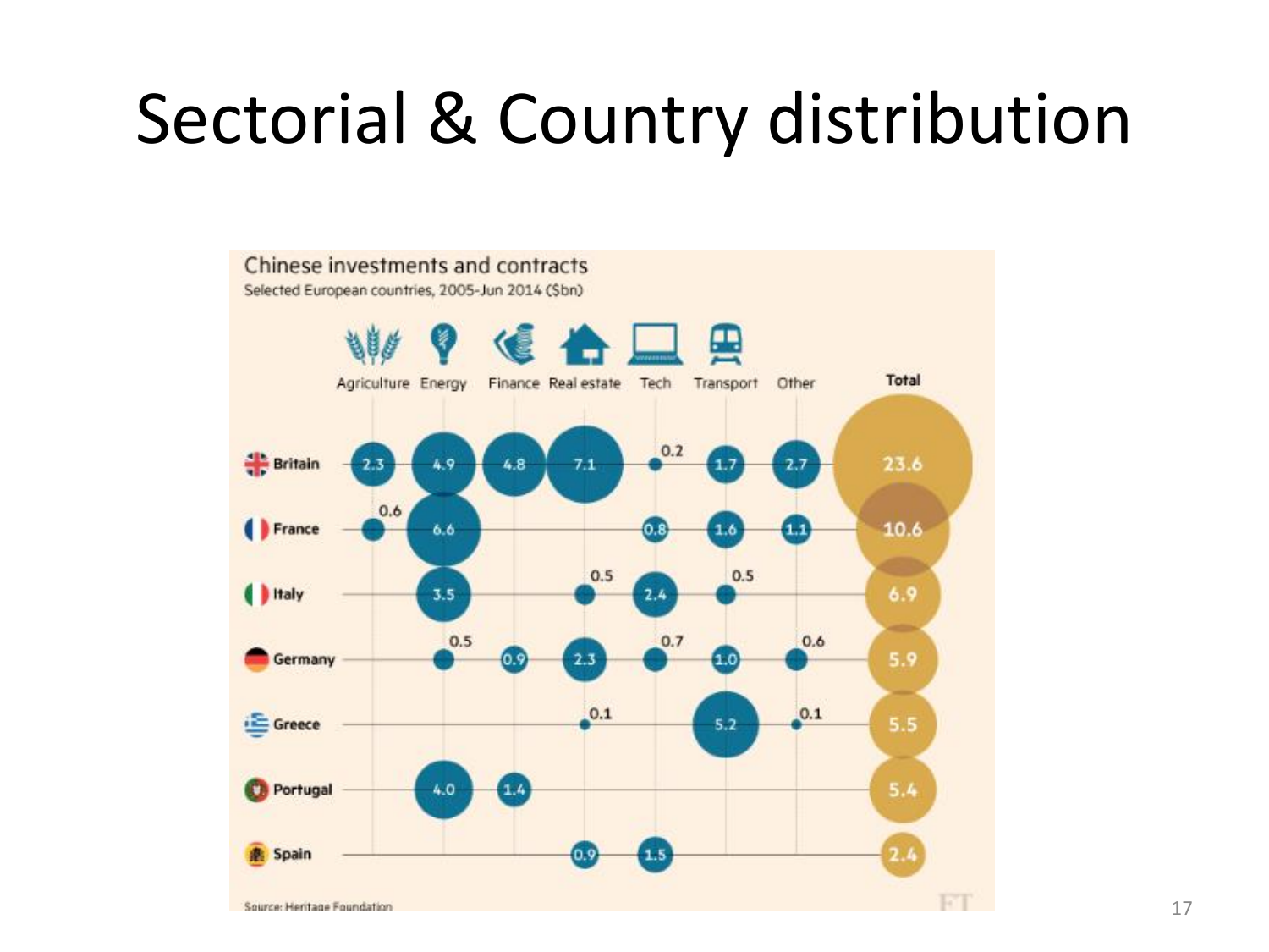# Sectorial & Country distribution

**Chinese investments and contracts**

Selected European countries, 2005-Jun 2014 ($bn)

| | Agriculture | Energy | Finance | Real estate | Tech | Transport | Other | Total |
|---|---|---|---|---|---|---|---|---|
| Britain | 2.3 | 4.9 | 4.8 | 7.1 | 0.2 | 1.7 | 2.7 | 23.6 |
| France | 0.6 | 6.6 | | | 0.8 | 1.6 | 1.1 | 10.6 |
| Italy | | 3.5 | | 0.5 | 2.4 | 0.5 | | 6.9 |
| Germany | | 0.5 | 0.9 | 2.3 | 0.7 | 1.0 | 0.6 | 5.9 |
| Greece | | | | 0.1 | | 5.2 | 0.1 | 5.5 |
| Portugal | | 4.0 | 1.4 | | | | | 5.4 |
| Spain | | | | 0.9 | 1.5 | | | 2.4 |

Source: Heritage Foundation

FT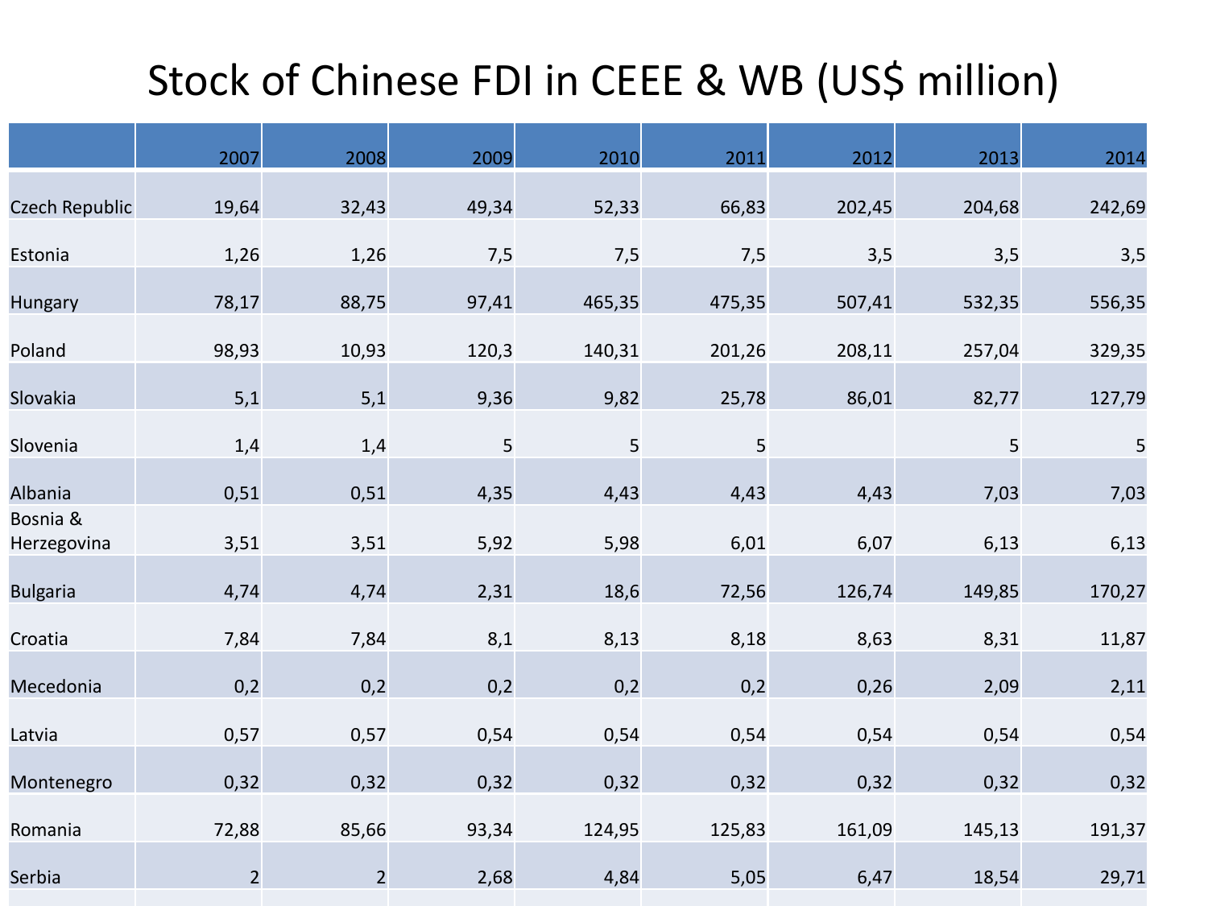# Stock of Chinese FDI in CEEE & WB (US$ million)

| | 2007 | 2008 | 2009 | 2010 | 2011 | 2012 | 2013 | 2014 |
|---|---|---|---|---|---|---|---|---|
| Czech Republic | 19,64 | 32,43 | 49,34 | 52,33 | 66,83 | 202,45 | 204,68 | 242,69 |
| Estonia | 1,26 | 1,26 | 7,5 | 7,5 | 7,5 | 3,5 | 3,5 | 3,5 |
| Hungary | 78,17 | 88,75 | 97,41 | 465,35 | 475,35 | 507,41 | 532,35 | 556,35 |
| Poland | 98,93 | 10,93 | 120,3 | 140,31 | 201,26 | 208,11 | 257,04 | 329,35 |
| Slovakia | 5,1 | 5,1 | 9,36 | 9,82 | 25,78 | 86,01 | 82,77 | 127,79 |
| Slovenia | 1,4 | 1,4 | 5 | 5 | 5 | | 5 | 5 |
| Albania | 0,51 | 0,51 | 4,35 | 4,43 | 4,43 | 4,43 | 7,03 | 7,03 |
| Bosnia & Herzegovina | 3,51 | 3,51 | 5,92 | 5,98 | 6,01 | 6,07 | 6,13 | 6,13 |
| Bulgaria | 4,74 | 4,74 | 2,31 | 18,6 | 72,56 | 126,74 | 149,85 | 170,27 |
| Croatia | 7,84 | 7,84 | 8,1 | 8,13 | 8,18 | 8,63 | 8,31 | 11,87 |
| Mecedonia | 0,2 | 0,2 | 0,2 | 0,2 | 0,2 | 0,26 | 2,09 | 2,11 |
| Latvia | 0,57 | 0,57 | 0,54 | 0,54 | 0,54 | 0,54 | 0,54 | 0,54 |
| Montenegro | 0,32 | 0,32 | 0,32 | 0,32 | 0,32 | 0,32 | 0,32 | 0,32 |
| Romania | 72,88 | 85,66 | 93,34 | 124,95 | 125,83 | 161,09 | 145,13 | 191,37 |
| Serbia | 2 | 2 | 2,68 | 4,84 | 5,05 | 6,47 | 18,54 | 29,71 |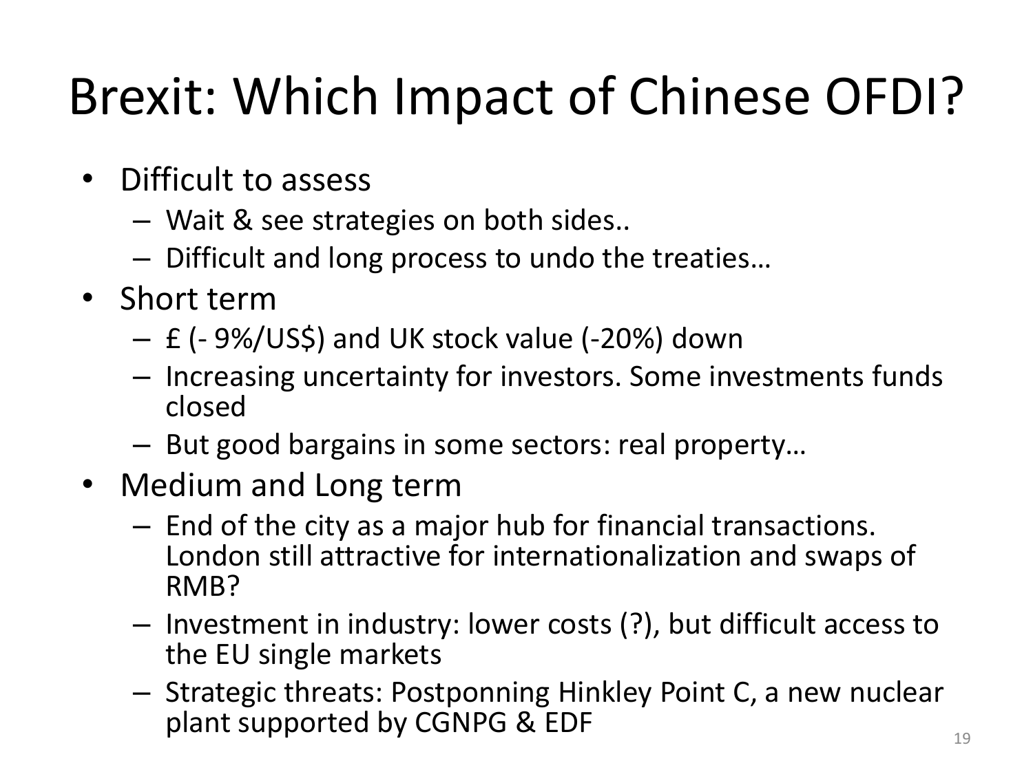# Brexit: Which Impact of Chinese OFDI?

- Difficult to assess
  - Wait & see strategies on both sides..
  - Difficult and long process to undo the treaties…
- Short term
  - £ (- 9%/US$) and UK stock value (-20%) down
  - Increasing uncertainty for investors. Some investments funds closed
  - But good bargains in some sectors: real property…
- Medium and Long term
  - End of the city as a major hub for financial transactions. London still attractive for internationalization and swaps of RMB?
  - Investment in industry: lower costs (?), but difficult access to the EU single markets
  - Strategic threats: Postponning Hinkley Point C, a new nuclear plant supported by CGNPG & EDF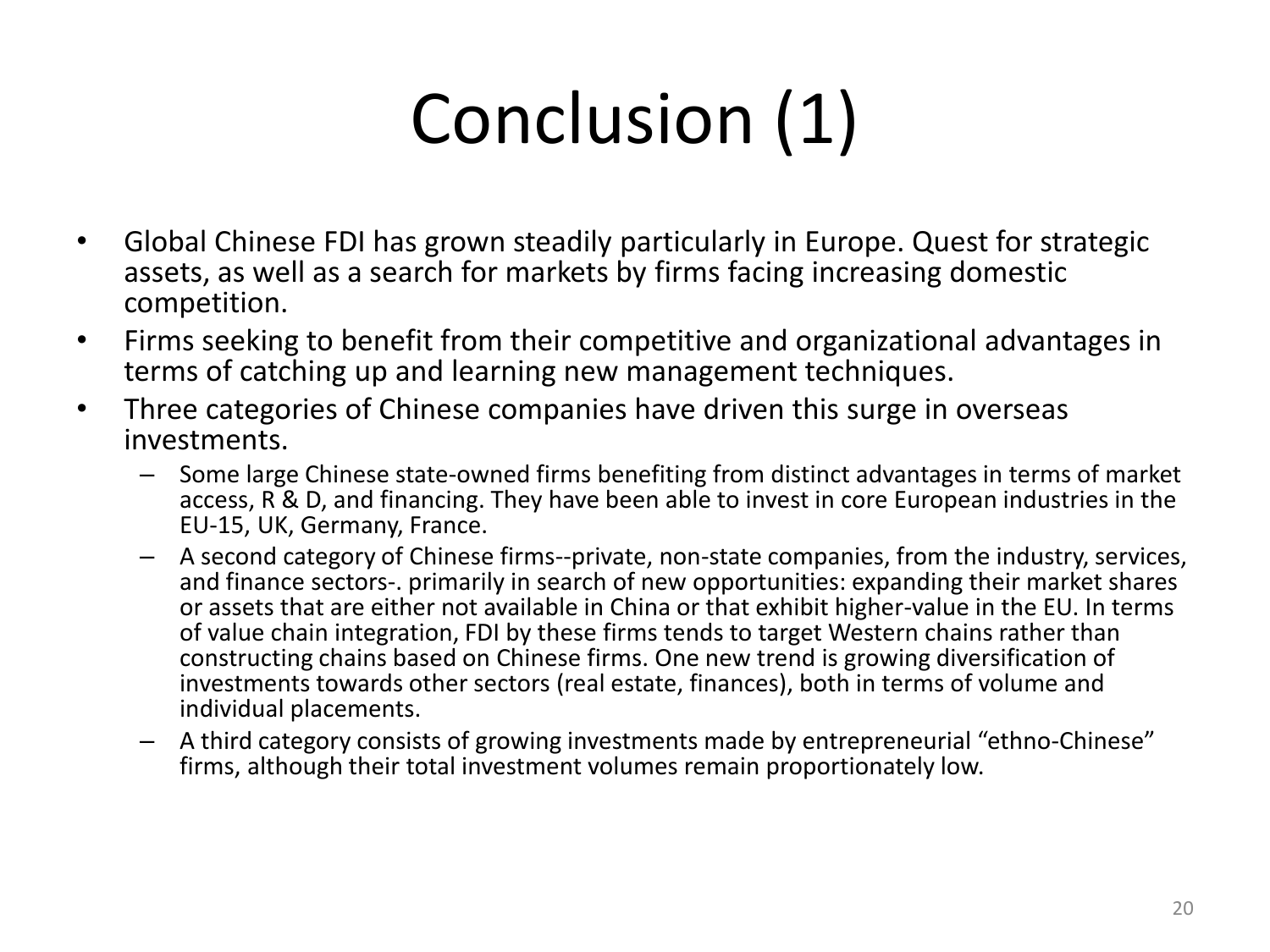# Conclusion (1)

- Global Chinese FDI has grown steadily particularly in Europe. Quest for strategic assets, as well as a search for markets by firms facing increasing domestic competition.
- Firms seeking to benefit from their competitive and organizational advantages in terms of catching up and learning new management techniques.
- Three categories of Chinese companies have driven this surge in overseas investments.
  - Some large Chinese state-owned firms benefiting from distinct advantages in terms of market access, R & D, and financing. They have been able to invest in core European industries in the EU-15, UK, Germany, France.
  - A second category of Chinese firms--private, non-state companies, from the industry, services, and finance sectors-. primarily in search of new opportunities: expanding their market shares or assets that are either not available in China or that exhibit higher-value in the EU. In terms of value chain integration, FDI by these firms tends to target Western chains rather than constructing chains based on Chinese firms. One new trend is growing diversification of investments towards other sectors (real estate, finances), both in terms of volume and individual placements.
  - A third category consists of growing investments made by entrepreneurial “ethno-Chinese” firms, although their total investment volumes remain proportionately low.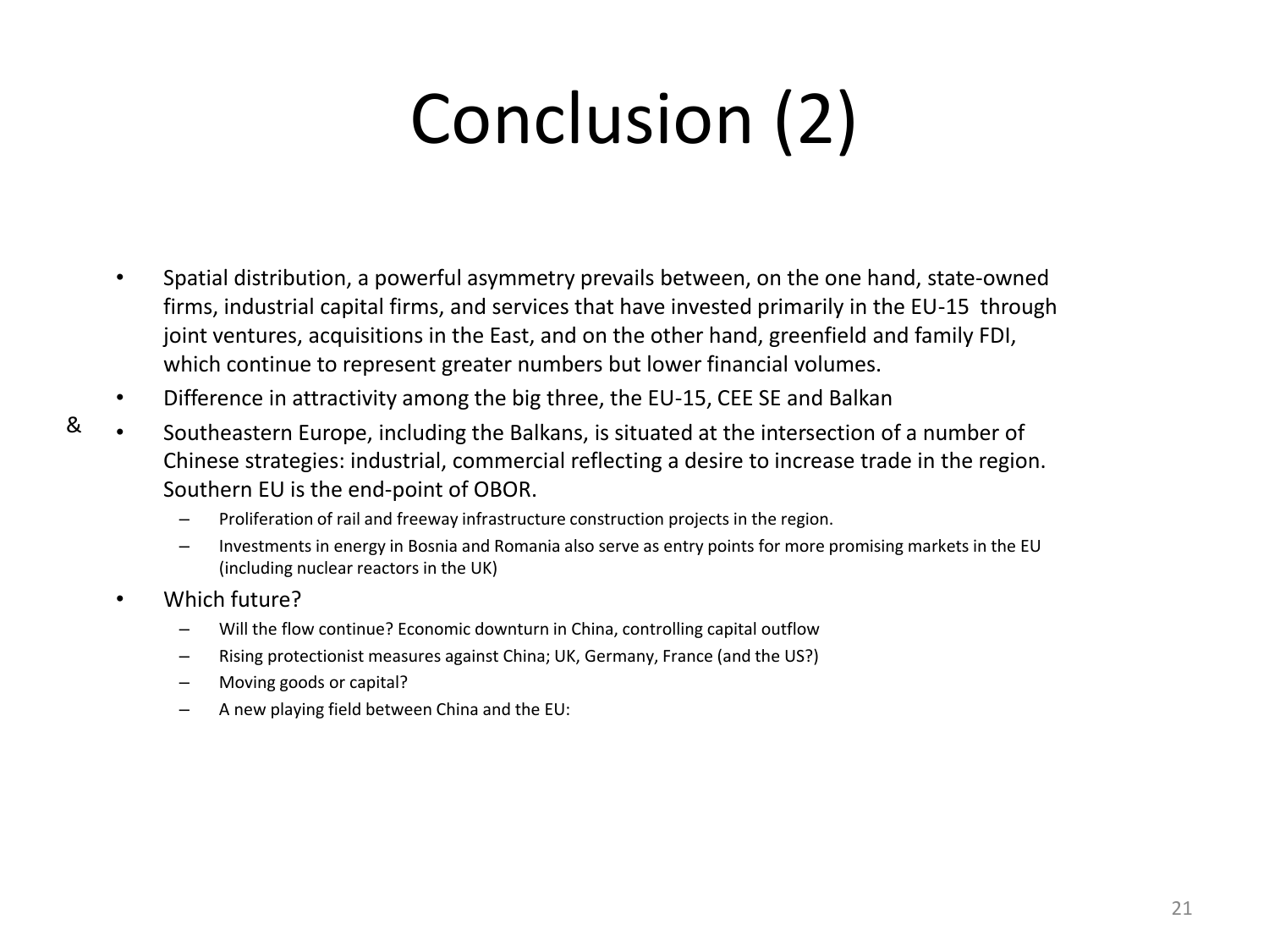# Conclusion (2)

- Spatial distribution, a powerful asymmetry prevails between, on the one hand, state-owned firms, industrial capital firms, and services that have invested primarily in the EU-15 through joint ventures, acquisitions in the East, and on the other hand, greenfield and family FDI, which continue to represent greater numbers but lower financial volumes.
- Difference in attractivity among the big three, the EU-15, CEE SE and Balkan

&

- Southeastern Europe, including the Balkans, is situated at the intersection of a number of Chinese strategies: industrial, commercial reflecting a desire to increase trade in the region. Southern EU is the end-point of OBOR.
  - Proliferation of rail and freeway infrastructure construction projects in the region.
  - Investments in energy in Bosnia and Romania also serve as entry points for more promising markets in the EU (including nuclear reactors in the UK)
- Which future?
  - Will the flow continue? Economic downturn in China, controlling capital outflow
  - Rising protectionist measures against China; UK, Germany, France (and the US?)
  - Moving goods or capital?
  - A new playing field between China and the EU: